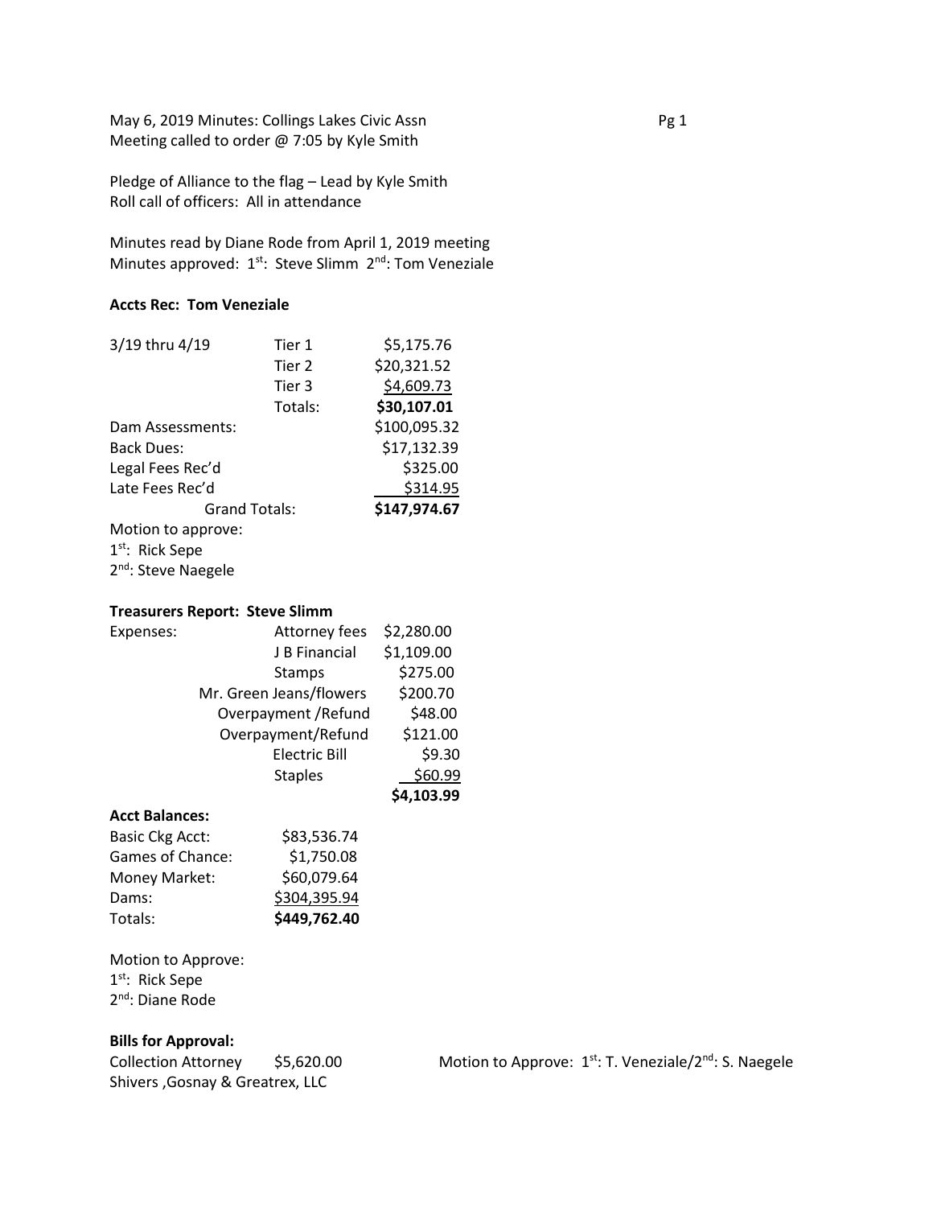May 6, 2019 Minutes: Collings Lakes Civic Assn
Meeting called to order @ 7:05 by Kyle Smith

Pledge of Alliance to the flag – Lead by Kyle Smith
Roll call of officers: All in attendance

Minutes read by Diane Rode from April 1, 2019 meeting
Minutes approved: 1st: Steve Slimm 2nd: Tom Veneziale

**Accts Rec: Tom Veneziale**

| | | |
|---|---|---|
| 3/19 thru 4/19 | Tier 1 | $5,175.76 |
| | Tier 2 | $20,321.52 |
| | Tier 3 | $4,609.73 |
| | Totals: | **$30,107.01** |
| Dam Assessments: | | $100,095.32 |
| Back Dues: | | $17,132.39 |
| Legal Fees Rec'd | | $325.00 |
| Late Fees Rec'd | | $314.95 |
| Grand Totals: | | **$147,974.67** |

Motion to approve:
1st: Rick Sepe
2nd: Steve Naegele

**Treasurers Report: Steve Slimm**

| | | |
|---|---|---|
| Expenses: | Attorney fees | $2,280.00 |
| | J B Financial | $1,109.00 |
| | Stamps | $275.00 |
| | Mr. Green Jeans/flowers | $200.70 |
| | Overpayment /Refund | $48.00 |
| | Overpayment/Refund | $121.00 |
| | Electric Bill | $9.30 |
| | Staples | $60.99 |
| | | **$4,103.99** |

**Acct Balances:**

| | |
|---|---|
| Basic Ckg Acct: | $83,536.74 |
| Games of Chance: | $1,750.08 |
| Money Market: | $60,079.64 |
| Dams: | $304,395.94 |
| Totals: | **$449,762.40** |

Motion to Approve:
1st: Rick Sepe
2nd: Diane Rode

**Bills for Approval:**

Collection Attorney $5,620.00
Shivers ,Gosnay & Greatrex, LLC

Motion to Approve: 1st: T. Veneziale/2nd: S. Naegele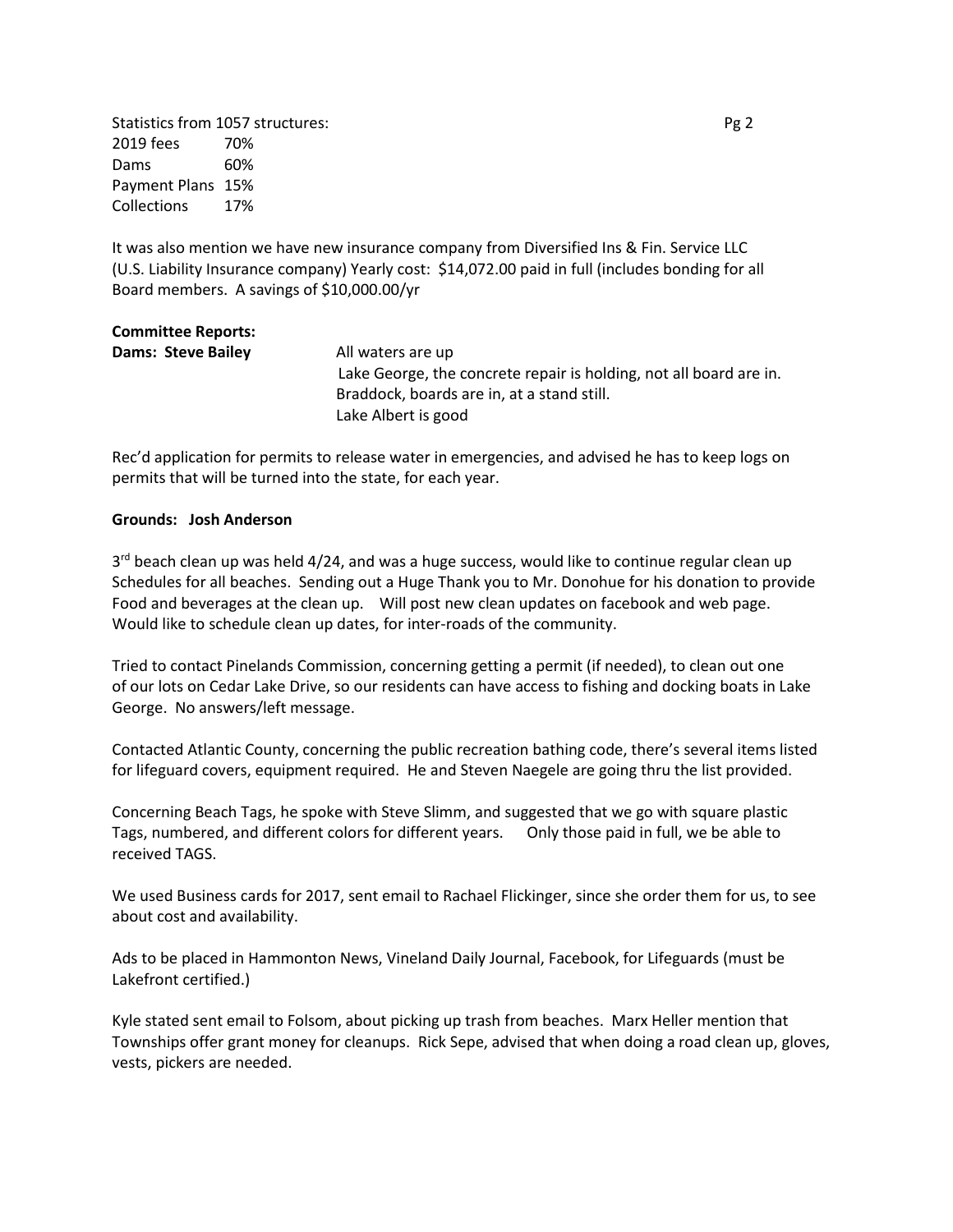Statistics from 1057 structures:

| | |
|---|---|
| 2019 fees | 70% |
| Dams | 60% |
| Payment Plans | 15% |
| Collections | 17% |

It was also mention we have new insurance company from Diversified Ins & Fin. Service LLC (U.S. Liability Insurance company) Yearly cost: $14,072.00 paid in full (includes bonding for all Board members. A savings of $10,000.00/yr

**Committee Reports:**

**Dams: Steve Bailey**

All waters are up
Lake George, the concrete repair is holding, not all board are in.
Braddock, boards are in, at a stand still.
Lake Albert is good

Rec'd application for permits to release water in emergencies, and advised he has to keep logs on permits that will be turned into the state, for each year.

**Grounds: Josh Anderson**

3rd beach clean up was held 4/24, and was a huge success, would like to continue regular clean up Schedules for all beaches. Sending out a Huge Thank you to Mr. Donohue for his donation to provide Food and beverages at the clean up. Will post new clean updates on facebook and web page. Would like to schedule clean up dates, for inter-roads of the community.

Tried to contact Pinelands Commission, concerning getting a permit (if needed), to clean out one of our lots on Cedar Lake Drive, so our residents can have access to fishing and docking boats in Lake George. No answers/left message.

Contacted Atlantic County, concerning the public recreation bathing code, there's several items listed for lifeguard covers, equipment required. He and Steven Naegele are going thru the list provided.

Concerning Beach Tags, he spoke with Steve Slimm, and suggested that we go with square plastic Tags, numbered, and different colors for different years. Only those paid in full, we be able to received TAGS.

We used Business cards for 2017, sent email to Rachael Flickinger, since she order them for us, to see about cost and availability.

Ads to be placed in Hammonton News, Vineland Daily Journal, Facebook, for Lifeguards (must be Lakefront certified.)

Kyle stated sent email to Folsom, about picking up trash from beaches. Marx Heller mention that Townships offer grant money for cleanups. Rick Sepe, advised that when doing a road clean up, gloves, vests, pickers are needed.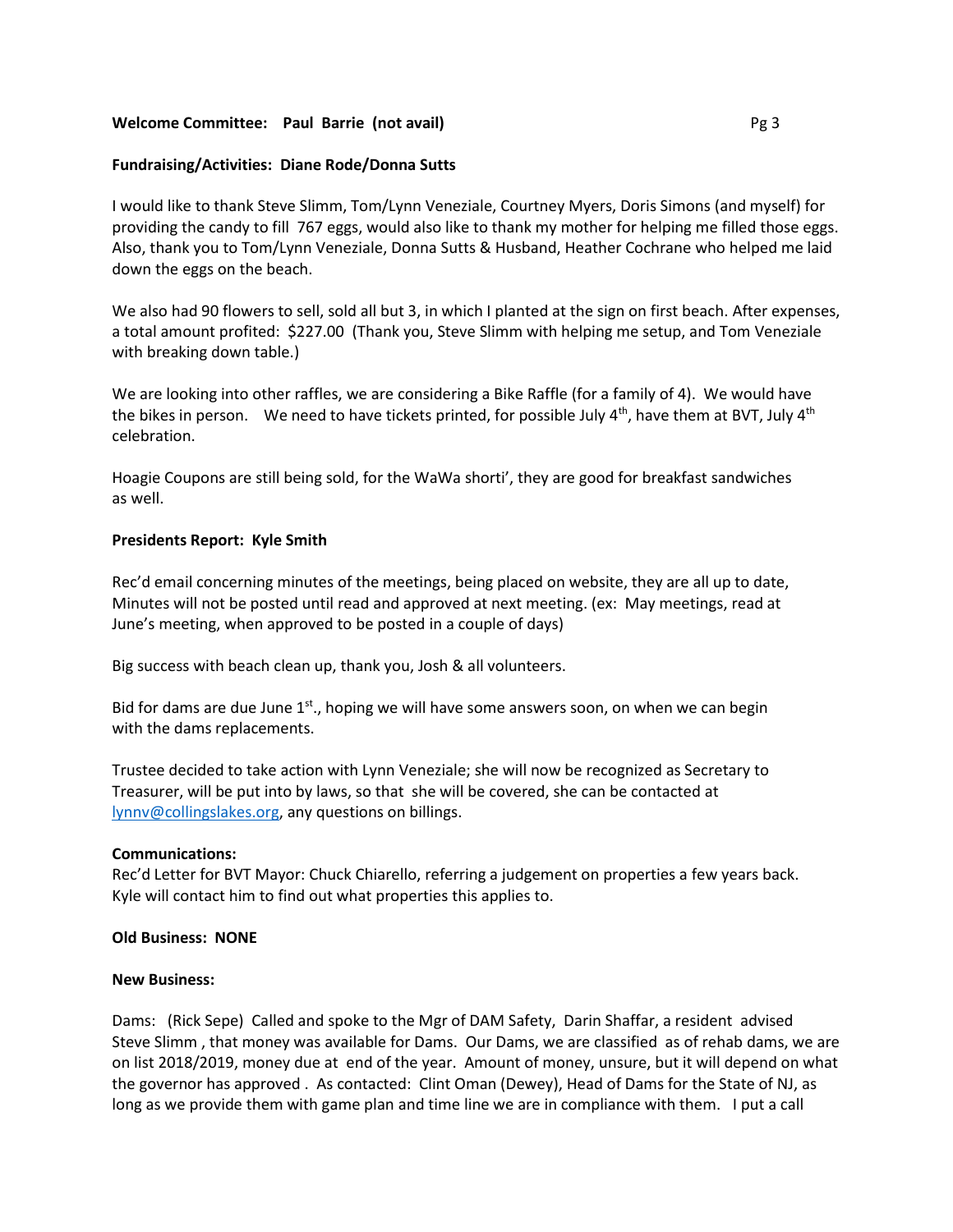**Welcome Committee: Paul Barrie (not avail)**

**Fundraising/Activities: Diane Rode/Donna Sutts**

I would like to thank Steve Slimm, Tom/Lynn Veneziale, Courtney Myers, Doris Simons (and myself) for providing the candy to fill 767 eggs, would also like to thank my mother for helping me filled those eggs. Also, thank you to Tom/Lynn Veneziale, Donna Sutts & Husband, Heather Cochrane who helped me laid down the eggs on the beach.

We also had 90 flowers to sell, sold all but 3, in which I planted at the sign on first beach. After expenses, a total amount profited: $227.00 (Thank you, Steve Slimm with helping me setup, and Tom Veneziale with breaking down table.)

We are looking into other raffles, we are considering a Bike Raffle (for a family of 4). We would have the bikes in person. We need to have tickets printed, for possible July 4th, have them at BVT, July 4th celebration.

Hoagie Coupons are still being sold, for the WaWa shorti', they are good for breakfast sandwiches as well.

**Presidents Report: Kyle Smith**

Rec'd email concerning minutes of the meetings, being placed on website, they are all up to date, Minutes will not be posted until read and approved at next meeting. (ex: May meetings, read at June's meeting, when approved to be posted in a couple of days)

Big success with beach clean up, thank you, Josh & all volunteers.

Bid for dams are due June 1st., hoping we will have some answers soon, on when we can begin with the dams replacements.

Trustee decided to take action with Lynn Veneziale; she will now be recognized as Secretary to Treasurer, will be put into by laws, so that she will be covered, she can be contacted at lynnv@collingslakes.org, any questions on billings.

**Communications:**
Rec'd Letter for BVT Mayor: Chuck Chiarello, referring a judgement on properties a few years back. Kyle will contact him to find out what properties this applies to.

**Old Business: NONE**

**New Business:**

Dams: (Rick Sepe) Called and spoke to the Mgr of DAM Safety, Darin Shaffar, a resident advised Steve Slimm , that money was available for Dams. Our Dams, we are classified as of rehab dams, we are on list 2018/2019, money due at end of the year. Amount of money, unsure, but it will depend on what the governor has approved . As contacted: Clint Oman (Dewey), Head of Dams for the State of NJ, as long as we provide them with game plan and time line we are in compliance with them. I put a call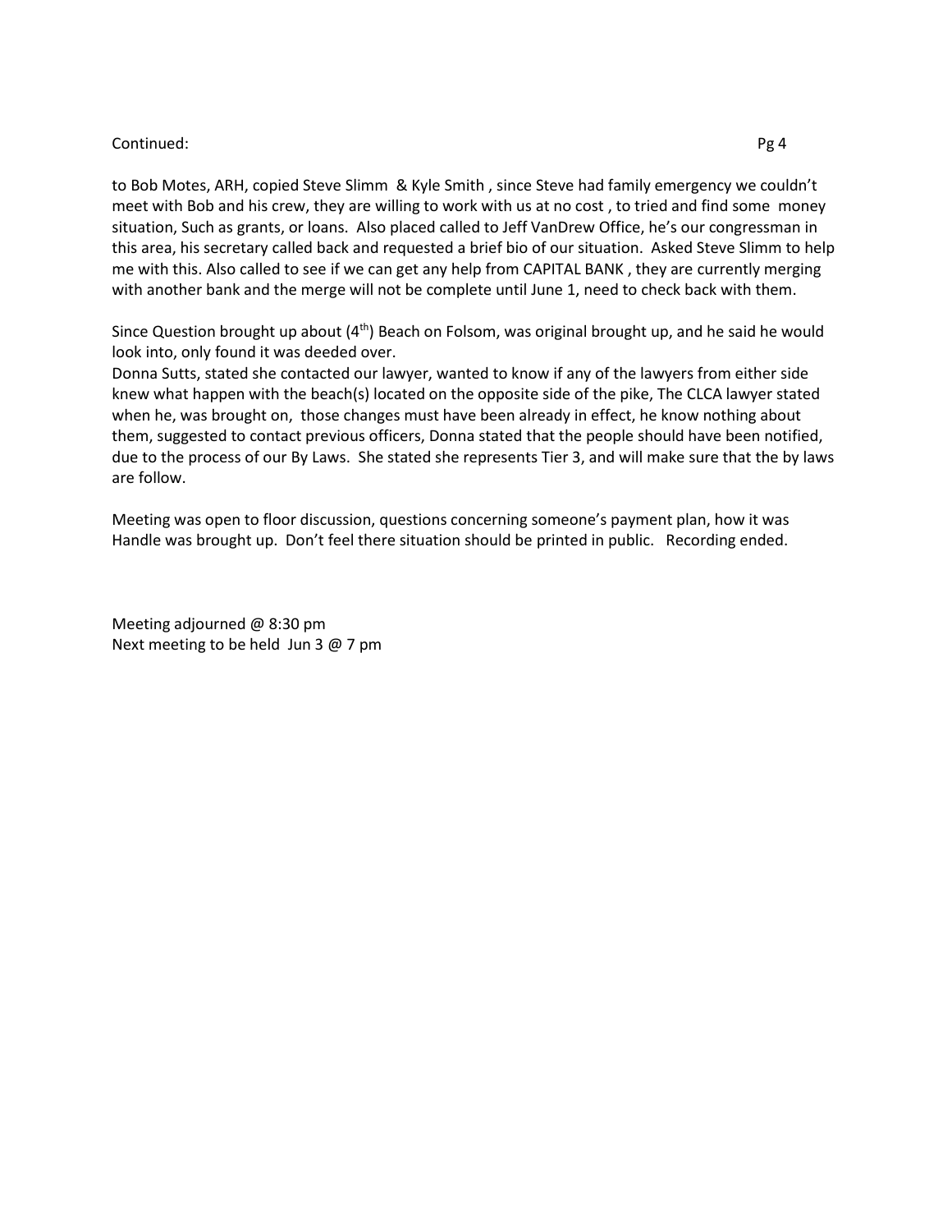Continued:

to Bob Motes, ARH, copied Steve Slimm & Kyle Smith , since Steve had family emergency we couldn't meet with Bob and his crew, they are willing to work with us at no cost , to tried and find some money situation, Such as grants, or loans. Also placed called to Jeff VanDrew Office, he's our congressman in this area, his secretary called back and requested a brief bio of our situation. Asked Steve Slimm to help me with this. Also called to see if we can get any help from CAPITAL BANK , they are currently merging with another bank and the merge will not be complete until June 1, need to check back with them.

Since Question brought up about (4th) Beach on Folsom, was original brought up, and he said he would look into, only found it was deeded over.
Donna Sutts, stated she contacted our lawyer, wanted to know if any of the lawyers from either side knew what happen with the beach(s) located on the opposite side of the pike, The CLCA lawyer stated when he, was brought on, those changes must have been already in effect, he know nothing about them, suggested to contact previous officers, Donna stated that the people should have been notified, due to the process of our By Laws. She stated she represents Tier 3, and will make sure that the by laws are follow.

Meeting was open to floor discussion, questions concerning someone's payment plan, how it was Handle was brought up. Don't feel there situation should be printed in public. Recording ended.

Meeting adjourned @ 8:30 pm
Next meeting to be held Jun 3 @ 7 pm